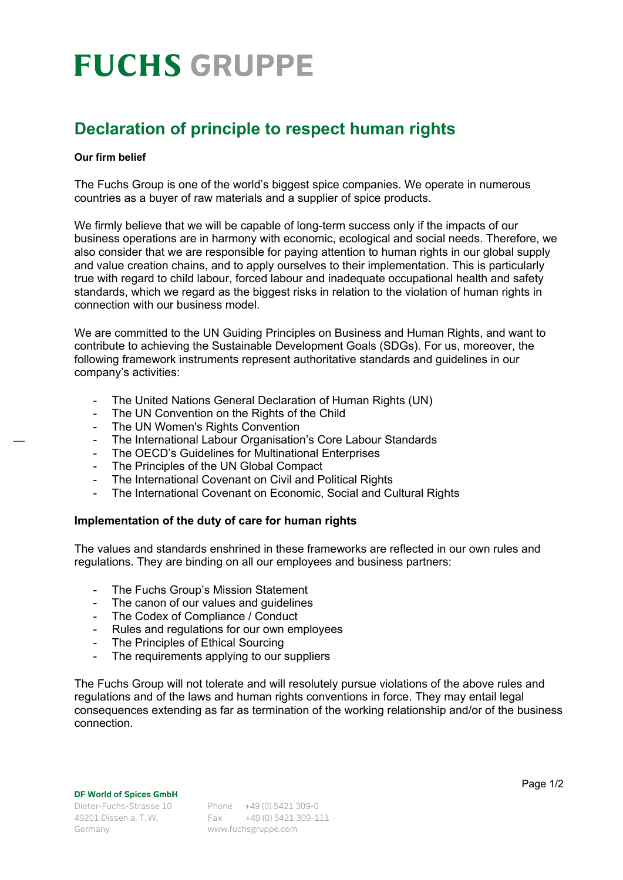# FUCHS GRUPPE

## Declaration of principle to respect human rights

**Our firm belief**

The Fuchs Group is one of the world's biggest spice companies. We operate in numerous countries as a buyer of raw materials and a supplier of spice products.

We firmly believe that we will be capable of long-term success only if the impacts of our business operations are in harmony with economic, ecological and social needs. Therefore, we also consider that we are responsible for paying attention to human rights in our global supply and value creation chains, and to apply ourselves to their implementation. This is particularly true with regard to child labour, forced labour and inadequate occupational health and safety standards, which we regard as the biggest risks in relation to the violation of human rights in connection with our business model.

We are committed to the UN Guiding Principles on Business and Human Rights, and want to contribute to achieving the Sustainable Development Goals (SDGs). For us, moreover, the following framework instruments represent authoritative standards and guidelines in our company's activities:

- The United Nations General Declaration of Human Rights (UN)
- The UN Convention on the Rights of the Child
- The UN Women's Rights Convention
- The International Labour Organisation's Core Labour Standards
- The OECD's Guidelines for Multinational Enterprises
- The Principles of the UN Global Compact
- The International Covenant on Civil and Political Rights
- The International Covenant on Economic, Social and Cultural Rights

**Implementation of the duty of care for human rights**

The values and standards enshrined in these frameworks are reflected in our own rules and regulations. They are binding on all our employees and business partners:

- The Fuchs Group's Mission Statement
- The canon of our values and guidelines
- The Codex of Compliance / Conduct
- Rules and regulations for our own employees
- The Principles of Ethical Sourcing
- The requirements applying to our suppliers

The Fuchs Group will not tolerate and will resolutely pursue violations of the above rules and regulations and of the laws and human rights conventions in force. They may entail legal consequences extending as far as termination of the working relationship and/or of the business connection.

**DF World of Spices GmbH**
Dieter-Fuchs-Strasse 10
49201 Dissen a. T. W.
Germany

Phone +49 (0) 5421 309-0
Fax +49 (0) 5421 309-111
www.fuchsgruppe.com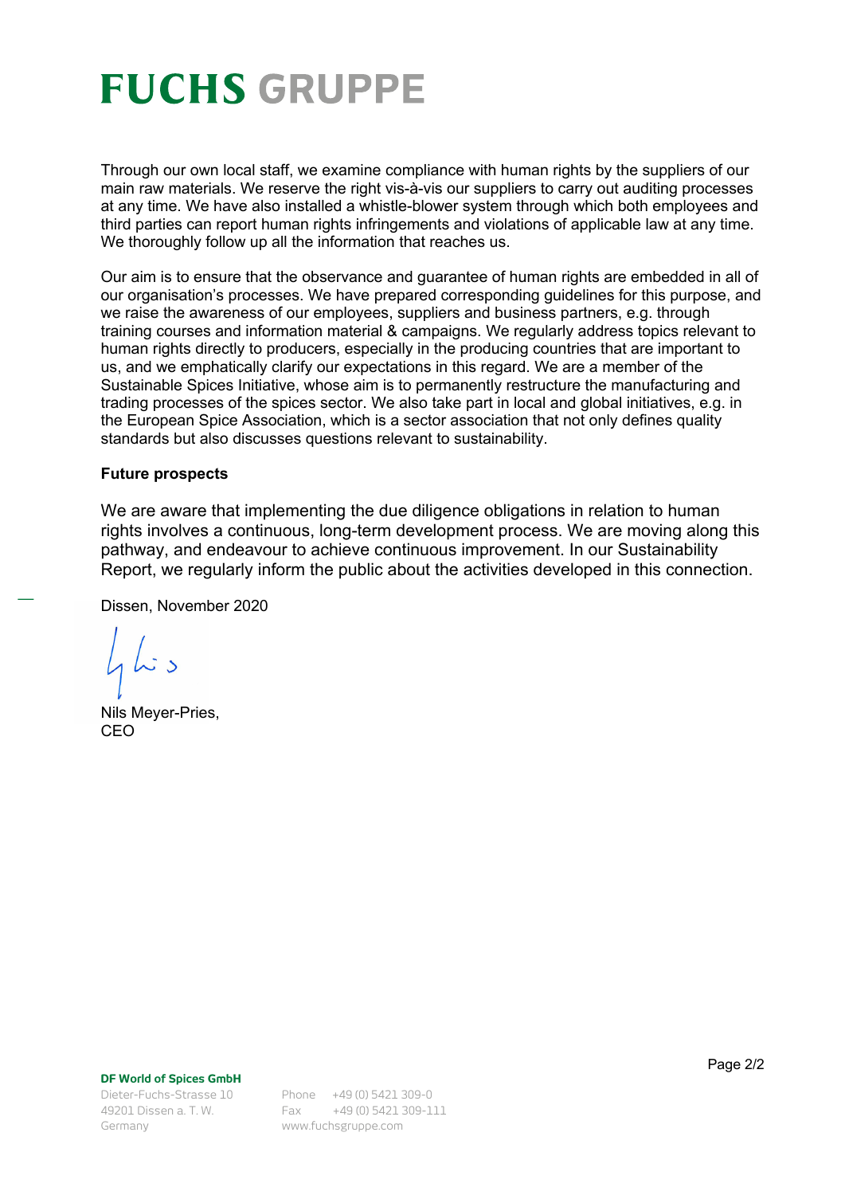Through our own local staff, we examine compliance with human rights by the suppliers of our main raw materials. We reserve the right vis-à-vis our suppliers to carry out auditing processes at any time. We have also installed a whistle-blower system through which both employees and third parties can report human rights infringements and violations of applicable law at any time. We thoroughly follow up all the information that reaches us.

Our aim is to ensure that the observance and guarantee of human rights are embedded in all of our organisation's processes. We have prepared corresponding guidelines for this purpose, and we raise the awareness of our employees, suppliers and business partners, e.g. through training courses and information material & campaigns. We regularly address topics relevant to human rights directly to producers, especially in the producing countries that are important to us, and we emphatically clarify our expectations in this regard. We are a member of the Sustainable Spices Initiative, whose aim is to permanently restructure the manufacturing and trading processes of the spices sector. We also take part in local and global initiatives, e.g. in the European Spice Association, which is a sector association that not only defines quality standards but also discusses questions relevant to sustainability.

**Future prospects**

We are aware that implementing the due diligence obligations in relation to human rights involves a continuous, long-term development process. We are moving along this pathway, and endeavour to achieve continuous improvement. In our Sustainability Report, we regularly inform the public about the activities developed in this connection.

Dissen, November 2020

Nils Meyer-Pries,
CEO

**DF World of Spices GmbH**
Dieter-Fuchs-Strasse 10
49201 Dissen a. T. W.
Germany

Phone +49 (0) 5421 309-0
Fax +49 (0) 5421 309-111
www.fuchsgruppe.com